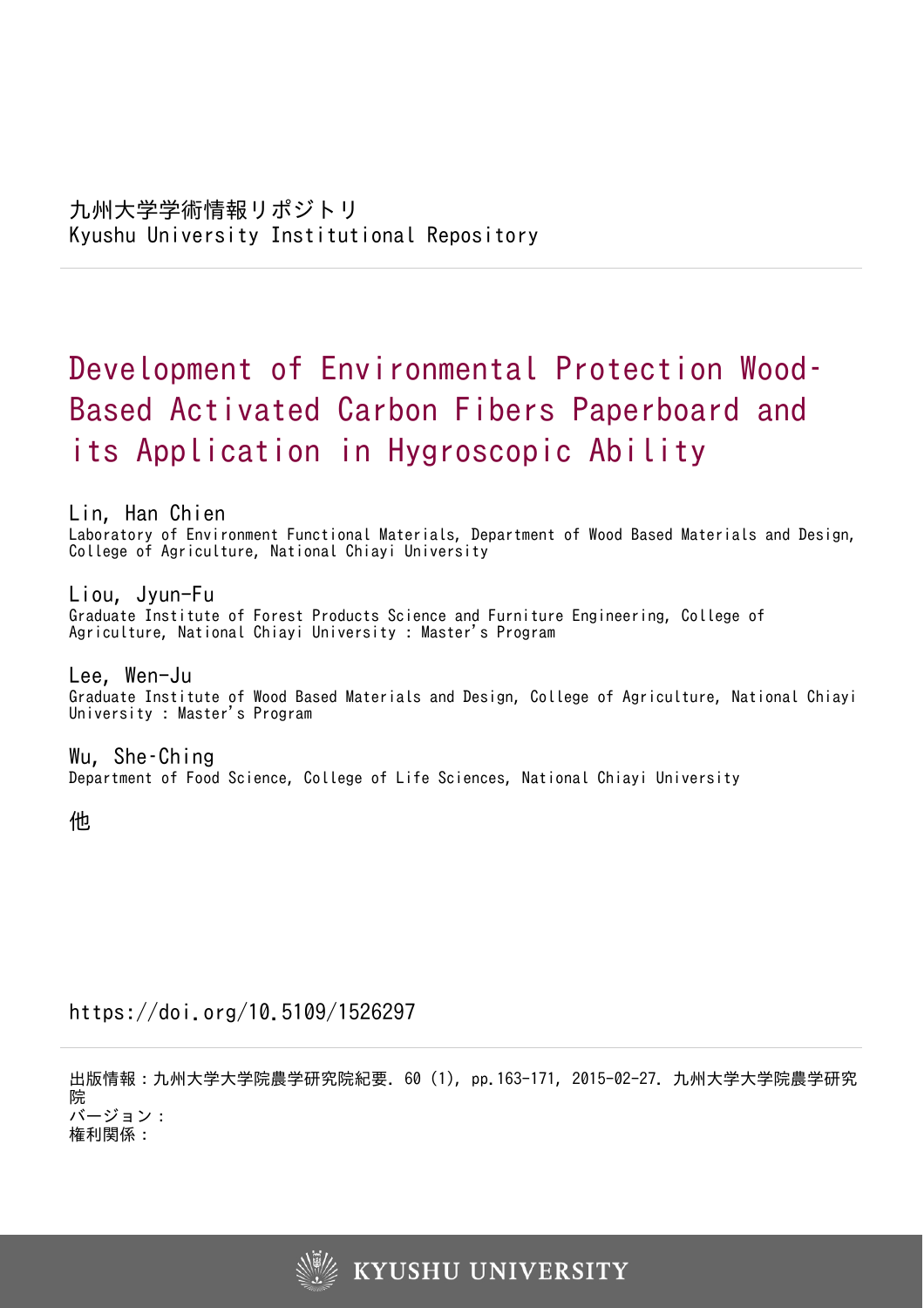九州大学学術情報リポジトリ
Kyushu University Institutional Repository

# Development of Environmental Protection Wood-Based Activated Carbon Fibers Paperboard and its Application in Hygroscopic Ability

**Lin, Han Chien**
Laboratory of Environment Functional Materials, Department of Wood Based Materials and Design, College of Agriculture, National Chiayi University

**Liou, Jyun-Fu**
Graduate Institute of Forest Products Science and Furniture Engineering, College of Agriculture, National Chiayi University : Master's Program

**Lee, Wen-Ju**
Graduate Institute of Wood Based Materials and Design, College of Agriculture, National Chiayi University : Master's Program

**Wu, She-Ching**
Department of Food Science, College of Life Sciences, National Chiayi University

他

https://doi.org/10.5109/1526297

出版情報：九州大学大学院農学研究院紀要. 60 (1), pp.163-171, 2015-02-27. 九州大学大学院農学研究院
バージョン：
権利関係：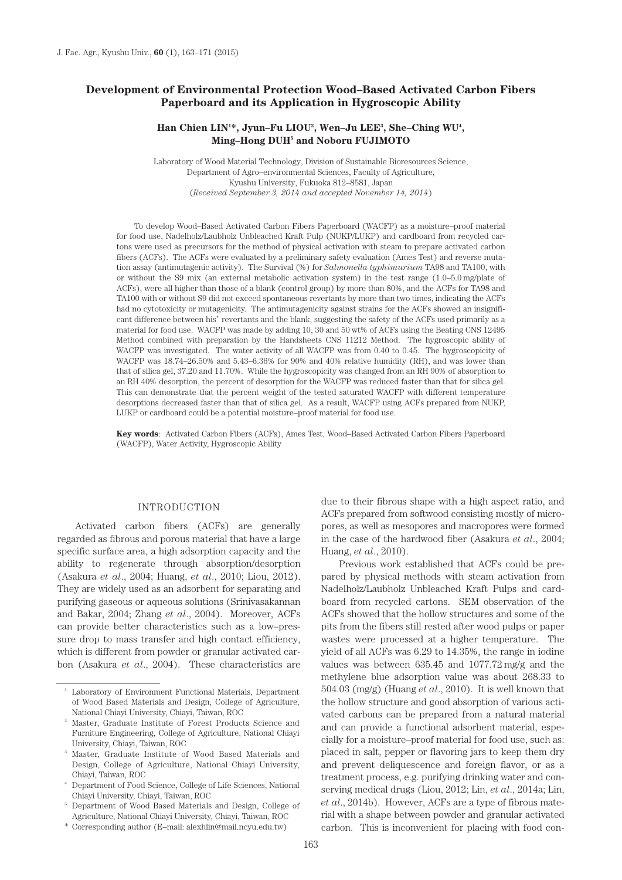# Development of Environmental Protection Wood–Based Activated Carbon Fibers Paperboard and its Application in Hygroscopic Ability

**Han Chien LIN[1]\*, Jyun–Fu LIOU[2], Wen–Ju LEE[3], She–Ching WU[4], Ming–Hong DUH[5] and Noboru FUJIMOTO**

Laboratory of Wood Material Technology, Division of Sustainable Bioresources Science, Department of Agro–environmental Sciences, Faculty of Agriculture, Kyushu University, Fukuoka 812–8581, Japan
(*Received September 3, 2014 and accepted November 14, 2014*)

To develop Wood–Based Activated Carbon Fibers Paperboard (WACFP) as a moisture–proof material for food use, Nadelholz/Laubholz Unbleached Kraft Pulp (NUKP/LUKP) and cardboard from recycled cartons were used as precursors for the method of physical activation with steam to prepare activated carbon fibers (ACFs). The ACFs were evaluated by a preliminary safety evaluation (Ames Test) and reverse mutation assay (antimutagenic activity). The Survival (%) for *Salmonella typhimurium* TA98 and TA100, with or without the S9 mix (an external metabolic activation system) in the test range (1.0–5.0 mg/plate of ACFs), were all higher than those of a blank (control group) by more than 80%, and the ACFs for TA98 and TA100 with or without S9 did not exceed spontaneous revertants by more than two times, indicating the ACFs had no cytotoxicity or mutagenicity. The antimutagenicity against strains for the ACFs showed an insignificant difference between his$^+$ revertants and the blank, suggesting the safety of the ACFs used primarily as a material for food use. WACFP was made by adding 10, 30 and 50 wt% of ACFs using the Beating CNS 12495 Method combined with preparation by the Handsheets CNS 11212 Method. The hygroscopic ability of WACFP was investigated. The water activity of all WACFP was from 0.40 to 0.45. The hygroscopicity of WACFP was 18.74–26.50% and 5.43–6.36% for 90% and 40% relative humidity (RH), and was lower than that of silica gel, 37.20 and 11.70%. While the hygroscopicity was changed from an RH 90% of absorption to an RH 40% desorption, the percent of desorption for the WACFP was reduced faster than that for silica gel. This can demonstrate that the percent weight of the tested saturated WACFP with different temperature desorptions decreased faster than that of silica gel. As a result, WACFP using ACFs prepared from NUKP, LUKP or cardboard could be a potential moisture–proof material for food use.

**Key words**: Activated Carbon Fibers (ACFs), Ames Test, Wood–Based Activated Carbon Fibers Paperboard (WACFP), Water Activity, Hygroscopic Ability

## INTRODUCTION

Activated carbon fibers (ACFs) are generally regarded as fibrous and porous material that have a large specific surface area, a high adsorption capacity and the ability to regenerate through absorption/desorption (Asakura *et al*., 2004; Huang, *et al*., 2010; Liou, 2012). They are widely used as an adsorbent for separating and purifying gaseous or aqueous solutions (Srinivasakannan and Bakar, 2004; Zhang *et al*., 2004). Moreover, ACFs can provide better characteristics such as a low–pressure drop to mass transfer and high contact efficiency, which is different from powder or granular activated carbon (Asakura *et al*., 2004). These characteristics are due to their fibrous shape with a high aspect ratio, and ACFs prepared from softwood consisting mostly of micropores, as well as mesopores and macropores were formed in the case of the hardwood fiber (Asakura *et al*., 2004; Huang, *et al*., 2010).

Previous work established that ACFs could be prepared by physical methods with steam activation from Nadelholz/Laubholz Unbleached Kraft Pulps and cardboard from recycled cartons. SEM observation of the ACFs showed that the hollow structures and some of the pits from the fibers still rested after wood pulps or paper wastes were processed at a higher temperature. The yield of all ACFs was 6.29 to 14.35%, the range in iodine values was between 635.45 and 1077.72 mg/g and the methylene blue adsorption value was about 268.33 to 504.03 (mg/g) (Huang *et al*., 2010). It is well known that the hollow structure and good absorption of various activated carbons can be prepared from a natural material and can provide a functional adsorbent material, especially for a moisture–proof material for food use, such as: placed in salt, pepper or flavoring jars to keep them dry and prevent deliquescence and foreign flavor, or as a treatment process, e.g. purifying drinking water and conserving medical drugs (Liou, 2012; Lin, *et al*., 2014a; Lin, *et al*., 2014b). However, ACFs are a type of fibrous material with a shape between powder and granular activated carbon. This is inconvenient for placing with food con-

[1] Laboratory of Environment Functional Materials, Department of Wood Based Materials and Design, College of Agriculture, National Chiayi University, Chiayi, Taiwan, ROC

[2] Master, Graduate Institute of Forest Products Science and Furniture Engineering, College of Agriculture, National Chiayi University, Chiayi, Taiwan, ROC

[3] Master, Graduate Institute of Wood Based Materials and Design, College of Agriculture, National Chiayi University, Chiayi, Taiwan, ROC

[4] Department of Food Science, College of Life Sciences, National Chiayi University, Chiayi, Taiwan, ROC

[5] Department of Wood Based Materials and Design, College of Agriculture, National Chiayi University, Chiayi, Taiwan, ROC

\* Corresponding author (E–mail: alexhlin@mail.ncyu.edu.tw)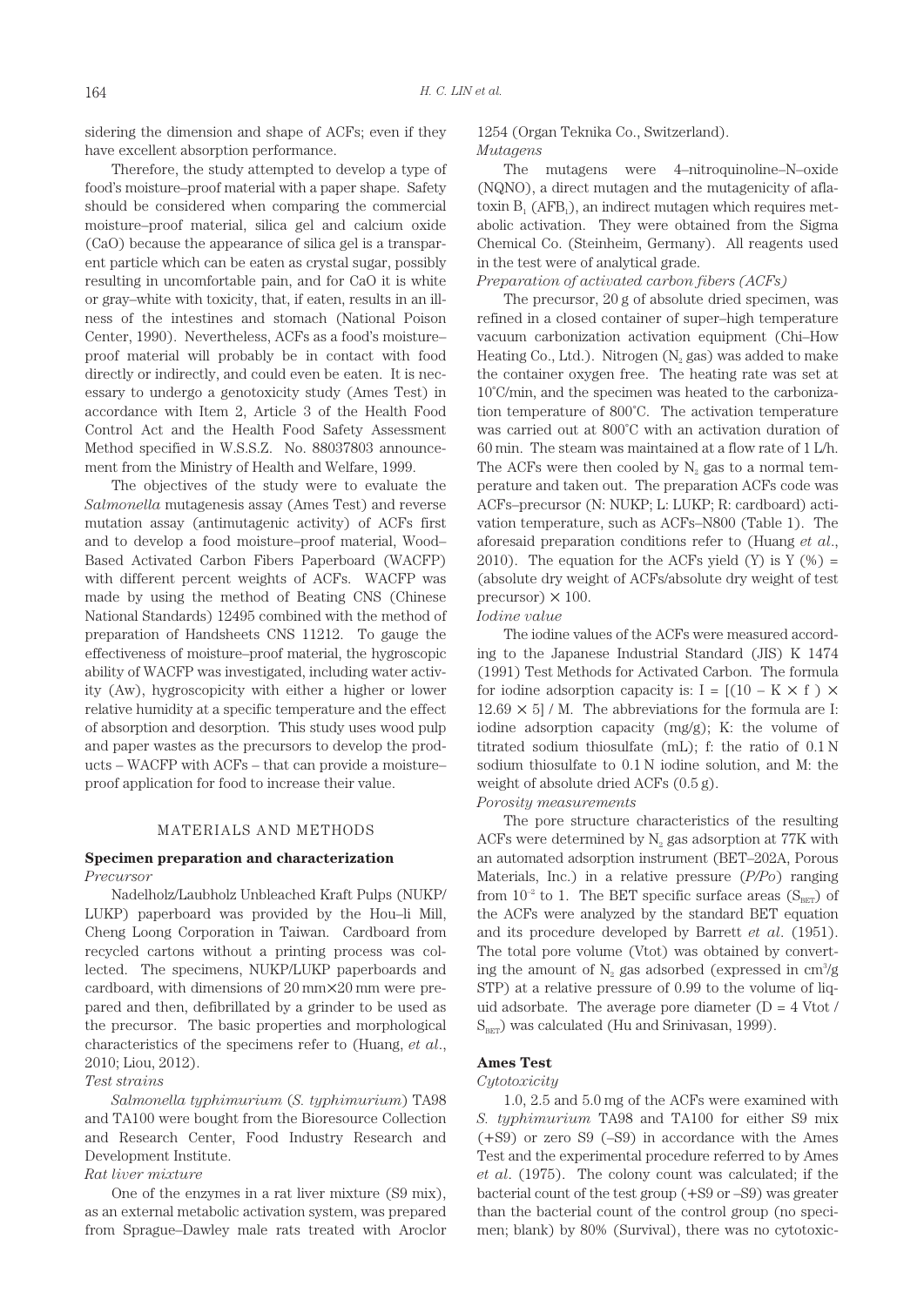sidering the dimension and shape of ACFs; even if they have excellent absorption performance.

Therefore, the study attempted to develop a type of food's moisture–proof material with a paper shape. Safety should be considered when comparing the commercial moisture–proof material, silica gel and calcium oxide (CaO) because the appearance of silica gel is a transparent particle which can be eaten as crystal sugar, possibly resulting in uncomfortable pain, and for CaO it is white or gray–white with toxicity, that, if eaten, results in an illness of the intestines and stomach (National Poison Center, 1990). Nevertheless, ACFs as a food's moisture–proof material will probably be in contact with food directly or indirectly, and could even be eaten. It is necessary to undergo a genotoxicity study (Ames Test) in accordance with Item 2, Article 3 of the Health Food Control Act and the Health Food Safety Assessment Method specified in W.S.S.Z. No. 88037803 announcement from the Ministry of Health and Welfare, 1999.

The objectives of the study were to evaluate the *Salmonella* mutagenesis assay (Ames Test) and reverse mutation assay (antimutagenic activity) of ACFs first and to develop a food moisture–proof material, Wood–Based Activated Carbon Fibers Paperboard (WACFP) with different percent weights of ACFs. WACFP was made by using the method of Beating CNS (Chinese National Standards) 12495 combined with the method of preparation of Handsheets CNS 11212. To gauge the effectiveness of moisture–proof material, the hygroscopic ability of WACFP was investigated, including water activity (Aw), hygroscopicity with either a higher or lower relative humidity at a specific temperature and the effect of absorption and desorption. This study uses wood pulp and paper wastes as the precursors to develop the products – WACFP with ACFs – that can provide a moisture–proof application for food to increase their value.

## MATERIALS AND METHODS

### Specimen preparation and characterization

*Precursor*

Nadelholz/Laubholz Unbleached Kraft Pulps (NUKP/LUKP) paperboard was provided by the Hou–li Mill, Cheng Loong Corporation in Taiwan. Cardboard from recycled cartons without a printing process was collected. The specimens, NUKP/LUKP paperboards and cardboard, with dimensions of 20 mm×20 mm were prepared and then, defibrillated by a grinder to be used as the precursor. The basic properties and morphological characteristics of the specimens refer to (Huang, *et al.*, 2010; Liou, 2012).

*Test strains*

*Salmonella typhimurium* (*S. typhimurium*) TA98 and TA100 were bought from the Bioresource Collection and Research Center, Food Industry Research and Development Institute.

*Rat liver mixture*

One of the enzymes in a rat liver mixture (S9 mix), as an external metabolic activation system, was prepared from Sprague–Dawley male rats treated with Aroclor 1254 (Organ Teknika Co., Switzerland).

*Mutagens*

The mutagens were 4–nitroquinoline–N–oxide (NQNO), a direct mutagen and the mutagenicity of aflatoxin $B_1$ ($AFB_1$), an indirect mutagen which requires metabolic activation. They were obtained from the Sigma Chemical Co. (Steinheim, Germany). All reagents used in the test were of analytical grade.

*Preparation of activated carbon fibers (ACFs)*

The precursor, 20 g of absolute dried specimen, was refined in a closed container of super–high temperature vacuum carbonization activation equipment (Chi–How Heating Co., Ltd.). Nitrogen ($N_2$ gas) was added to make the container oxygen free. The heating rate was set at 10°C/min, and the specimen was heated to the carbonization temperature of 800°C. The activation temperature was carried out at 800°C with an activation duration of 60 min. The steam was maintained at a flow rate of 1 L/h. The ACFs were then cooled by $N_2$ gas to a normal temperature and taken out. The preparation ACFs code was ACFs–precursor (N: NUKP; L: LUKP; R: cardboard) activation temperature, such as ACFs–N800 (Table 1). The aforesaid preparation conditions refer to (Huang *et al.*, 2010). The equation for the ACFs yield (Y) is Y (%) = (absolute dry weight of ACFs/absolute dry weight of test precursor) × 100.

*Iodine value*

The iodine values of the ACFs were measured according to the Japanese Industrial Standard (JIS) K 1474 (1991) Test Methods for Activated Carbon. The formula for iodine adsorption capacity is: $I = [(10 - K \times f) \times 12.69 \times 5] / M$. The abbreviations for the formula are I: iodine adsorption capacity (mg/g); K: the volume of titrated sodium thiosulfate (mL); f: the ratio of 0.1 N sodium thiosulfate to 0.1 N iodine solution, and M: the weight of absolute dried ACFs (0.5 g).

*Porosity measurements*

The pore structure characteristics of the resulting ACFs were determined by $N_2$ gas adsorption at 77K with an automated adsorption instrument (BET–202A, Porous Materials, Inc.) in a relative pressure ($P/Po$) ranging from $10^{-2}$ to 1. The BET specific surface areas ($S_{BET}$) of the ACFs were analyzed by the standard BET equation and its procedure developed by Barrett *et al.* (1951). The total pore volume (Vtot) was obtained by converting the amount of $N_2$ gas adsorbed (expressed in $cm^3/g$ STP) at a relative pressure of 0.99 to the volume of liquid adsorbate. The average pore diameter ($D = 4\ Vtot / S_{BET}$) was calculated (Hu and Srinivasan, 1999).

### Ames Test

*Cytotoxicity*

1.0, 2.5 and 5.0 mg of the ACFs were examined with *S. typhimurium* TA98 and TA100 for either S9 mix (+S9) or zero S9 (–S9) in accordance with the Ames Test and the experimental procedure referred to by Ames *et al.* (1975). The colony count was calculated; if the bacterial count of the test group (+S9 or –S9) was greater than the bacterial count of the control group (no specimen; blank) by 80% (Survival), there was no cytotoxic-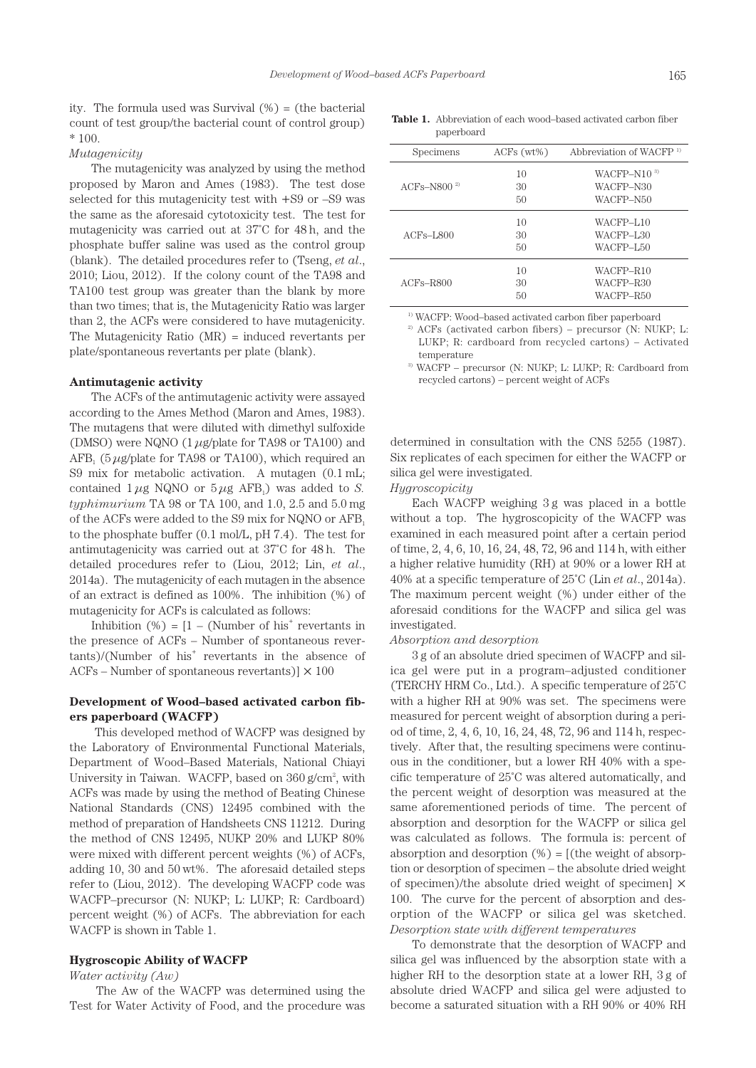ity. The formula used was Survival (%) = (the bacterial count of test group/the bacterial count of control group) * 100.

*Mutagenicity*

The mutagenicity was analyzed by using the method proposed by Maron and Ames (1983). The test dose selected for this mutagenicity test with +S9 or –S9 was the same as the aforesaid cytotoxicity test. The test for mutagenicity was carried out at 37˚C for 48 h, and the phosphate buffer saline was used as the control group (blank). The detailed procedures refer to (Tseng, *et al*., 2010; Liou, 2012). If the colony count of the TA98 and TA100 test group was greater than the blank by more than two times; that is, the Mutagenicity Ratio was larger than 2, the ACFs were considered to have mutagenicity. The Mutagenicity Ratio (MR) = induced revertants per plate/spontaneous revertants per plate (blank).

**Antimutagenic activity**

The ACFs of the antimutagenic activity were assayed according to the Ames Method (Maron and Ames, 1983). The mutagens that were diluted with dimethyl sulfoxide (DMSO) were NQNO (1 $\mu$g/plate for TA98 or TA100) and $AFB_1$ (5 $\mu$g/plate for TA98 or TA100), which required an S9 mix for metabolic activation. A mutagen (0.1 mL; contained 1 $\mu$g NQNO or 5 $\mu$g $AFB_1$) was added to *S. typhimurium* TA 98 or TA 100, and 1.0, 2.5 and 5.0 mg of the ACFs were added to the S9 mix for NQNO or $AFB_1$ to the phosphate buffer (0.1 mol/L, pH 7.4). The test for antimutagenicity was carried out at 37˚C for 48 h. The detailed procedures refer to (Liou, 2012; Lin, *et al*., 2014a). The mutagenicity of each mutagen in the absence of an extract is defined as 100%. The inhibition (%) of mutagenicity for ACFs is calculated as follows:

Inhibition (%) = [1 – (Number of $his^+$ revertants in the presence of ACFs – Number of spontaneous revertants)/(Number of $his^+$ revertants in the absence of ACFs – Number of spontaneous revertants)] × 100

**Development of Wood–based activated carbon fibers paperboard (WACFP)**

This developed method of WACFP was designed by the Laboratory of Environmental Functional Materials, Department of Wood–Based Materials, National Chiayi University in Taiwan. WACFP, based on 360 g/$cm^2$, with ACFs was made by using the method of Beating Chinese National Standards (CNS) 12495 combined with the method of preparation of Handsheets CNS 11212. During the method of CNS 12495, NUKP 20% and LUKP 80% were mixed with different percent weights (%) of ACFs, adding 10, 30 and 50 wt%. The aforesaid detailed steps refer to (Liou, 2012). The developing WACFP code was WACFP–precursor (N: NUKP; L: LUKP; R: Cardboard) percent weight (%) of ACFs. The abbreviation for each WACFP is shown in Table 1.

**Table 1.** Abbreviation of each wood–based activated carbon fiber paperboard

| Specimens | ACFs (wt%) | Abbreviation of WACFP [1] |
|---|---|---|
| ACFs–N800 [2] | 10 | WACFP–N10 [3] |
| | 30 | WACFP–N30 |
| | 50 | WACFP–N50 |
| ACFs–L800 | 10 | WACFP–L10 |
| | 30 | WACFP–L30 |
| | 50 | WACFP–L50 |
| ACFs–R800 | 10 | WACFP–R10 |
| | 30 | WACFP–R30 |
| | 50 | WACFP–R50 |

[1] WACFP: Wood–based activated carbon fiber paperboard
[2] ACFs (activated carbon fibers) – precursor (N: NUKP; L: LUKP; R: cardboard from recycled cartons) – Activated temperature
[3] WACFP – precursor (N: NUKP; L: LUKP; R: Cardboard from recycled cartons) – percent weight of ACFs

**Hygroscopic Ability of WACFP**

*Water activity (Aw)*

The Aw of the WACFP was determined using the Test for Water Activity of Food, and the procedure was determined in consultation with the CNS 5255 (1987). Six replicates of each specimen for either the WACFP or silica gel were investigated.

*Hygroscopicity*

Each WACFP weighing 3 g was placed in a bottle without a top. The hygroscopicity of the WACFP was examined in each measured point after a certain period of time, 2, 4, 6, 10, 16, 24, 48, 72, 96 and 114 h, with either a higher relative humidity (RH) at 90% or a lower RH at 40% at a specific temperature of 25˚C (Lin *et al*., 2014a). The maximum percent weight (%) under either of the aforesaid conditions for the WACFP and silica gel was investigated.

*Absorption and desorption*

3 g of an absolute dried specimen of WACFP and silica gel were put in a program–adjusted conditioner (TERCHY HRM Co., Ltd.). A specific temperature of 25˚C with a higher RH at 90% was set. The specimens were measured for percent weight of absorption during a period of time, 2, 4, 6, 10, 16, 24, 48, 72, 96 and 114 h, respectively. After that, the resulting specimens were continuous in the conditioner, but a lower RH 40% with a specific temperature of 25˚C was altered automatically, and the percent weight of desorption was measured at the same aforementioned periods of time. The percent of absorption and desorption for the WACFP or silica gel was calculated as follows. The formula is: percent of absorption and desorption (%) = [(the weight of absorption or desorption of specimen – the absolute dried weight of specimen)/the absolute dried weight of specimen] × 100. The curve for the percent of absorption and desorption of the WACFP or silica gel was sketched.

*Desorption state with different temperatures*

To demonstrate that the desorption of WACFP and silica gel was influenced by the absorption state with a higher RH to the desorption state at a lower RH, 3 g of absolute dried WACFP and silica gel were adjusted to become a saturated situation with a RH 90% or 40% RH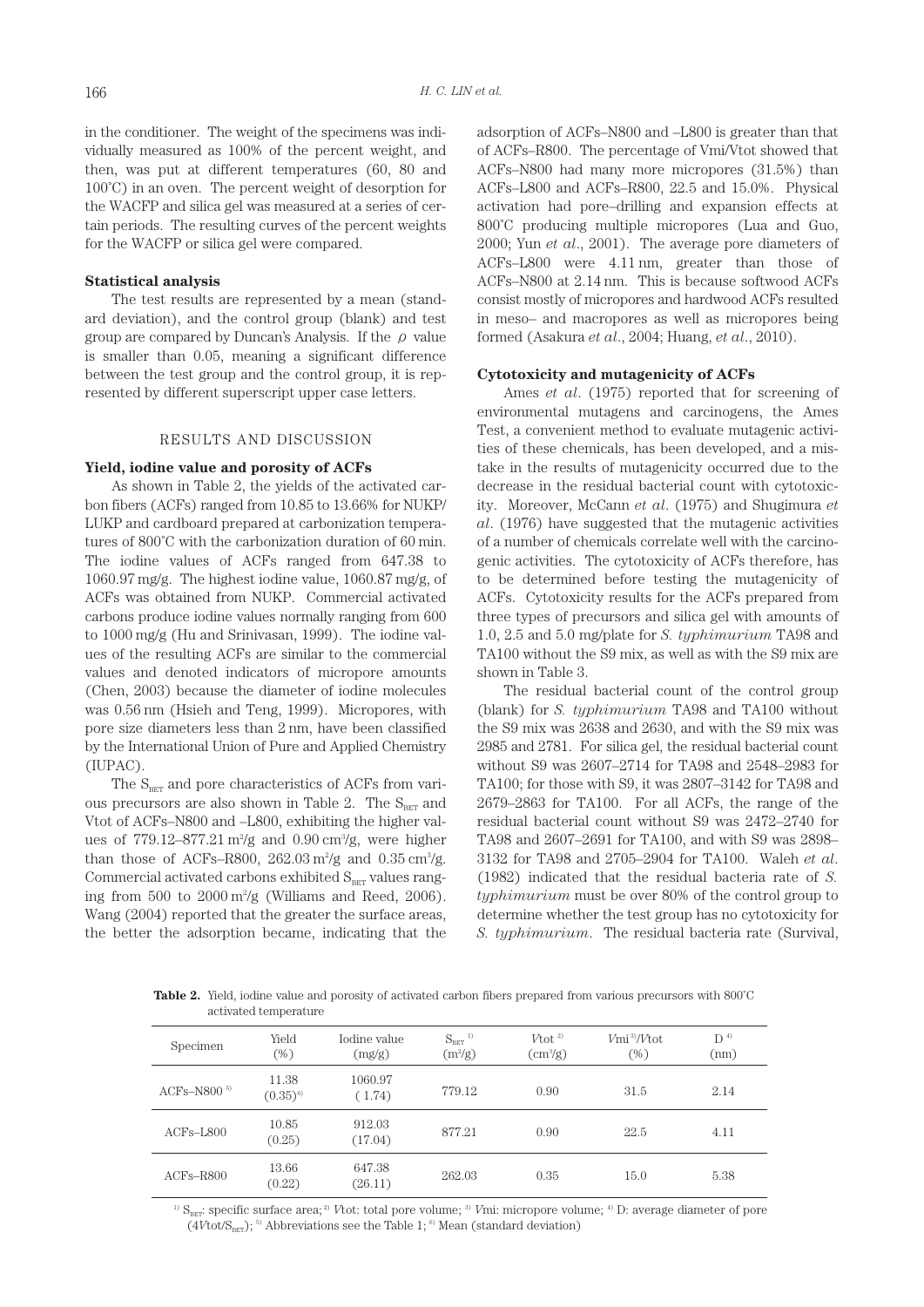in the conditioner. The weight of the specimens was individually measured as 100% of the percent weight, and then, was put at different temperatures (60, 80 and 100˚C) in an oven. The percent weight of desorption for the WACFP and silica gel was measured at a series of certain periods. The resulting curves of the percent weights for the WACFP or silica gel were compared.

### Statistical analysis

The test results are represented by a mean (standard deviation), and the control group (blank) and test group are compared by Duncan's Analysis. If the $\rho$ value is smaller than 0.05, meaning a significant difference between the test group and the control group, it is represented by different superscript upper case letters.

## RESULTS AND DISCUSSION

### Yield, iodine value and porosity of ACFs

As shown in Table 2, the yields of the activated carbon fibers (ACFs) ranged from 10.85 to 13.66% for NUKP/LUKP and cardboard prepared at carbonization temperatures of 800˚C with the carbonization duration of 60 min. The iodine values of ACFs ranged from 647.38 to 1060.97 mg/g. The highest iodine value, 1060.87 mg/g, of ACFs was obtained from NUKP. Commercial activated carbons produce iodine values normally ranging from 600 to 1000 mg/g (Hu and Srinivasan, 1999). The iodine values of the resulting ACFs are similar to the commercial values and denoted indicators of micropore amounts (Chen, 2003) because the diameter of iodine molecules was 0.56 nm (Hsieh and Teng, 1999). Micropores, with pore size diameters less than 2 nm, have been classified by the International Union of Pure and Applied Chemistry (IUPAC).

The $S_{BET}$ and pore characteristics of ACFs from various precursors are also shown in Table 2. The $S_{BET}$ and Vtot of ACFs–N800 and –L800, exhibiting the higher values of 779.12–877.21 $m^2/g$ and 0.90 $cm^3/g$, were higher than those of ACFs–R800, 262.03 $m^2/g$ and 0.35 $cm^3/g$. Commercial activated carbons exhibited $S_{BET}$ values ranging from 500 to 2000 $m^2/g$ (Williams and Reed, 2006). Wang (2004) reported that the greater the surface areas, the better the adsorption became, indicating that the adsorption of ACFs–N800 and –L800 is greater than that of ACFs–R800. The percentage of Vmi/Vtot showed that ACFs–N800 had many more micropores (31.5%) than ACFs–L800 and ACFs–R800, 22.5 and 15.0%. Physical activation had pore–drilling and expansion effects at 800˚C producing multiple micropores (Lua and Guo, 2000; Yun *et al*., 2001). The average pore diameters of ACFs–L800 were 4.11 nm, greater than those of ACFs–N800 at 2.14 nm. This is because softwood ACFs consist mostly of micropores and hardwood ACFs resulted in meso– and macropores as well as micropores being formed (Asakura *et al*., 2004; Huang, *et al*., 2010).

### Cytotoxicity and mutagenicity of ACFs

Ames *et al*. (1975) reported that for screening of environmental mutagens and carcinogens, the Ames Test, a convenient method to evaluate mutagenic activities of these chemicals, has been developed, and a mistake in the results of mutagenicity occurred due to the decrease in the residual bacterial count with cytotoxicity. Moreover, McCann *et al*. (1975) and Shugimura *et al*. (1976) have suggested that the mutagenic activities of a number of chemicals correlate well with the carcinogenic activities. The cytotoxicity of ACFs therefore, has to be determined before testing the mutagenicity of ACFs. Cytotoxicity results for the ACFs prepared from three types of precursors and silica gel with amounts of 1.0, 2.5 and 5.0 mg/plate for *S. typhimurium* TA98 and TA100 without the S9 mix, as well as with the S9 mix are shown in Table 3.

The residual bacterial count of the control group (blank) for *S. typhimurium* TA98 and TA100 without the S9 mix was 2638 and 2630, and with the S9 mix was 2985 and 2781. For silica gel, the residual bacterial count without S9 was 2607–2714 for TA98 and 2548–2983 for TA100; for those with S9, it was 2807–3142 for TA98 and 2679–2863 for TA100. For all ACFs, the range of the residual bacterial count without S9 was 2472–2740 for TA98 and 2607–2691 for TA100, and with S9 was 2898–3132 for TA98 and 2705–2904 for TA100. Waleh *et al*. (1982) indicated that the residual bacteria rate of *S. typhimurium* must be over 80% of the control group to determine whether the test group has no cytotoxicity for *S. typhimurium*. The residual bacteria rate (Survival,

**Table 2.** Yield, iodine value and porosity of activated carbon fibers prepared from various precursors with 800˚C activated temperature

| Specimen | Yield (%) | Iodine value (mg/g) | $S_{BET}$ [1] ($m^2/g$) | Vtot [2] ($cm^3/g$) | Vmi [3]/Vtot (%) | D [4] (nm) |
|---|---|---|---|---|---|---|
| ACFs–N800 [5] | 11.38 (0.35)[6] | 1060.97 (1.74) | 779.12 | 0.90 | 31.5 | 2.14 |
| ACFs–L800 | 10.85 (0.25) | 912.03 (17.04) | 877.21 | 0.90 | 22.5 | 4.11 |
| ACFs–R800 | 13.66 (0.22) | 647.38 (26.11) | 262.03 | 0.35 | 15.0 | 5.38 |

[1] $S_{BET}$: specific surface area; [2] Vtot: total pore volume; [3] Vmi: micropore volume; [4] D: average diameter of pore ($4Vtot/S_{BET}$); [5] Abbreviations see the Table 1; [6] Mean (standard deviation)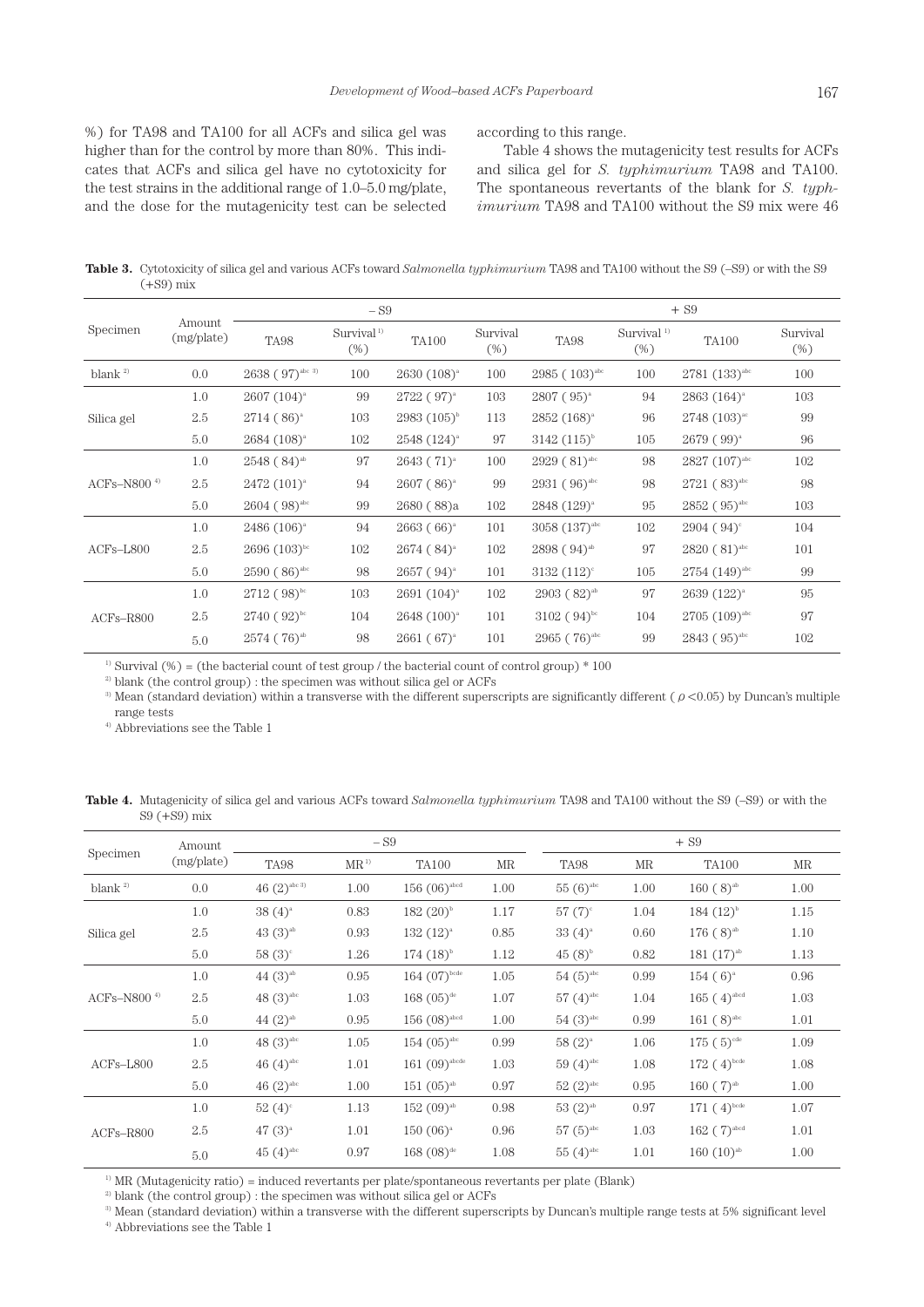%) for TA98 and TA100 for all ACFs and silica gel was higher than for the control by more than 80%. This indicates that ACFs and silica gel have no cytotoxicity for the test strains in the additional range of 1.0–5.0 mg/plate, and the dose for the mutagenicity test can be selected according to this range.

Table 4 shows the mutagenicity test results for ACFs and silica gel for *S. typhimurium* TA98 and TA100. The spontaneous revertants of the blank for *S. typhimurium* TA98 and TA100 without the S9 mix were 46

**Table 3.** Cytotoxicity of silica gel and various ACFs toward *Salmonella typhimurium* TA98 and TA100 without the S9 (–S9) or with the S9 (+S9) mix

| Specimen | Amount (mg/plate) | –S9 | | | | +S9 | | | |
|---|---|---|---|---|---|---|---|---|---|
| | | TA98 | Survival [1] (%) | TA100 | Survival (%) | TA98 | Survival [1] (%) | TA100 | Survival (%) |
| blank [2] | 0.0 | 2638 ( 97)[abc 3)] | 100 | 2630 (108)[a] | 100 | 2985 ( 103)[abc] | 100 | 2781 (133)[abc] | 100 |
| Silica gel | 1.0 | 2607 (104)[a] | 99 | 2722 ( 97)[a] | 103 | 2807 ( 95)[a] | 94 | 2863 (164)[a] | 103 |
| | 2.5 | 2714 ( 86)[a] | 103 | 2983 (105)[b] | 113 | 2852 (168)[a] | 96 | 2748 (103)[ac] | 99 |
| | 5.0 | 2684 (108)[a] | 102 | 2548 (124)[a] | 97 | 3142 (115)[b] | 105 | 2679 ( 99)[a] | 96 |
| ACFs–N800 [4] | 1.0 | 2548 ( 84)[ab] | 97 | 2643 ( 71)[a] | 100 | 2929 ( 81)[abc] | 98 | 2827 (107)[abc] | 102 |
| | 2.5 | 2472 (101)[a] | 94 | 2607 ( 86)[a] | 99 | 2931 ( 96)[abc] | 98 | 2721 ( 83)[abc] | 98 |
| | 5.0 | 2604 ( 98)[abc] | 99 | 2680 ( 88)a | 102 | 2848 (129)[a] | 95 | 2852 ( 95)[abc] | 103 |
| ACFs–L800 | 1.0 | 2486 (106)[a] | 94 | 2663 ( 66)[a] | 101 | 3058 (137)[abc] | 102 | 2904 ( 94)[c] | 104 |
| | 2.5 | 2696 (103)[bc] | 102 | 2674 ( 84)[a] | 102 | 2898 ( 94)[ab] | 97 | 2820 ( 81)[abc] | 101 |
| | 5.0 | 2590 ( 86)[abc] | 98 | 2657 ( 94)[a] | 101 | 3132 (112)[c] | 105 | 2754 (149)[abc] | 99 |
| ACFs–R800 | 1.0 | 2712 ( 98)[bc] | 103 | 2691 (104)[a] | 102 | 2903 ( 82)[ab] | 97 | 2639 (122)[a] | 95 |
| | 2.5 | 2740 ( 92)[bc] | 104 | 2648 (100)[a] | 101 | 3102 ( 94)[bc] | 104 | 2705 (109)[abc] | 97 |
| | 5.0 | 2574 ( 76)[ab] | 98 | 2661 ( 67)[a] | 101 | 2965 ( 76)[abc] | 99 | 2843 ( 95)[abc] | 102 |

[1] Survival (%) = (the bacterial count of test group / the bacterial count of control group) * 100

[2] blank (the control group) : the specimen was without silica gel or ACFs

[3] Mean (standard deviation) within a transverse with the different superscripts are significantly different ( $p$ <0.05) by Duncan's multiple range tests

[4] Abbreviations see the Table 1

**Table 4.** Mutagenicity of silica gel and various ACFs toward *Salmonella typhimurium* TA98 and TA100 without the S9 (–S9) or with the S9 (+S9) mix

| Specimen | Amount (mg/plate) | –S9 | | | | +S9 | | | |
|---|---|---|---|---|---|---|---|---|---|
| | | TA98 | MR [1] | TA100 | MR | TA98 | MR | TA100 | MR |
| blank [2] | 0.0 | 46 (2)[abc 3)] | 1.00 | 156 (06)[abcd] | 1.00 | 55 (6)[abc] | 1.00 | 160 ( 8)[ab] | 1.00 |
| Silica gel | 1.0 | 38 (4)[a] | 0.83 | 182 (20)[b] | 1.17 | 57 (7)[c] | 1.04 | 184 (12)[b] | 1.15 |
| | 2.5 | 43 (3)[ab] | 0.93 | 132 (12)[a] | 0.85 | 33 (4)[a] | 0.60 | 176 ( 8)[ab] | 1.10 |
| | 5.0 | 58 (3)[c] | 1.26 | 174 (18)[b] | 1.12 | 45 (8)[b] | 0.82 | 181 (17)[ab] | 1.13 |
| ACFs–N800 [4] | 1.0 | 44 (3)[ab] | 0.95 | 164 (07)[bcde] | 1.05 | 54 (5)[abc] | 0.99 | 154 ( 6)[a] | 0.96 |
| | 2.5 | 48 (3)[abc] | 1.03 | 168 (05)[de] | 1.07 | 57 (4)[abc] | 1.04 | 165 ( 4)[abcd] | 1.03 |
| | 5.0 | 44 (2)[ab] | 0.95 | 156 (08)[abcd] | 1.00 | 54 (3)[abc] | 0.99 | 161 ( 8)[abc] | 1.01 |
| ACFs–L800 | 1.0 | 48 (3)[abc] | 1.05 | 154 (05)[abc] | 0.99 | 58 (2)[a] | 1.06 | 175 ( 5)[cde] | 1.09 |
| | 2.5 | 46 (4)[abc] | 1.01 | 161 (09)[abcde] | 1.03 | 59 (4)[abc] | 1.08 | 172 ( 4)[bcde] | 1.08 |
| | 5.0 | 46 (2)[abc] | 1.00 | 151 (05)[ab] | 0.97 | 52 (2)[abc] | 0.95 | 160 ( 7)[ab] | 1.00 |
| ACFs–R800 | 1.0 | 52 (4)[c] | 1.13 | 152 (09)[ab] | 0.98 | 53 (2)[ab] | 0.97 | 171 ( 4)[bcde] | 1.07 |
| | 2.5 | 47 (3)[a] | 1.01 | 150 (06)[a] | 0.96 | 57 (5)[abc] | 1.03 | 162 ( 7)[abcd] | 1.01 |
| | 5.0 | 45 (4)[abc] | 0.97 | 168 (08)[de] | 1.08 | 55 (4)[abc] | 1.01 | 160 (10)[ab] | 1.00 |

[1] MR (Mutagenicity ratio) = induced revertants per plate/spontaneous revertants per plate (Blank)

[2] blank (the control group) : the specimen was without silica gel or ACFs

[3] Mean (standard deviation) within a transverse with the different superscripts by Duncan's multiple range tests at 5% significant level

[4] Abbreviations see the Table 1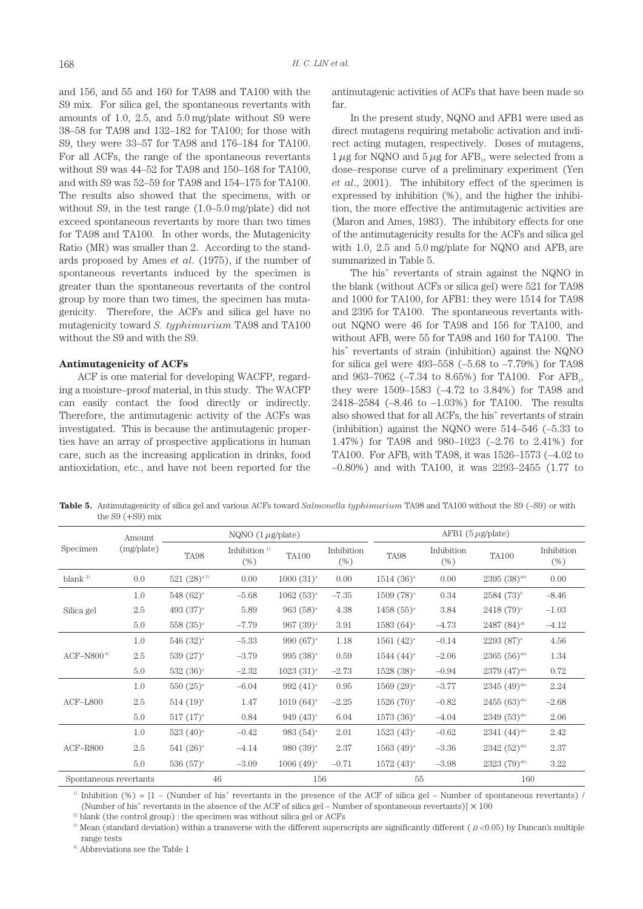and 156, and 55 and 160 for TA98 and TA100 with the S9 mix. For silica gel, the spontaneous revertants with amounts of 1.0, 2.5, and 5.0 mg/plate without S9 were 38–58 for TA98 and 132–182 for TA100; for those with S9, they were 33–57 for TA98 and 176–184 for TA100. For all ACFs, the range of the spontaneous revertants without S9 was 44–52 for TA98 and 150–168 for TA100, and with S9 was 52–59 for TA98 and 154–175 for TA100. The results also showed that the specimens, with or without S9, in the test range (1.0–5.0 mg/plate) did not exceed spontaneous revertants by more than two times for TA98 and TA100. In other words, the Mutagenicity Ratio (MR) was smaller than 2. According to the standards proposed by Ames *et al*. (1975), if the number of spontaneous revertants induced by the specimen is greater than the spontaneous revertants of the control group by more than two times, the specimen has mutagenicity. Therefore, the ACFs and silica gel have no mutagenicity toward *S. typhimurium* TA98 and TA100 without the S9 and with the S9.

### Antimutagenicity of ACFs

ACF is one material for developing WACFP, regarding a moisture–proof material, in this study. The WACFP can easily contact the food directly or indirectly. Therefore, the antimutagenic activity of the ACFs was investigated. This is because the antimutagenic properties have an array of prospective applications in human care, such as the increasing application in drinks, food antioxidation, etc., and have not been reported for the antimutagenic activities of ACFs that have been made so far.

In the present study, NQNO and AFB1 were used as direct mutagens requiring metabolic activation and indirect acting mutagen, respectively. Doses of mutagens, 1 $\mu$g for NQNO and 5 $\mu$g for $AFB_1$, were selected from a dose–response curve of a preliminary experiment (Yen *et al*., 2001). The inhibitory effect of the specimen is expressed by inhibition (%), and the higher the inhibition, the more effective the antimutagenic activities are (Maron and Ames, 1983). The inhibitory effects for one of the antimutagenicity results for the ACFs and silica gel with 1.0, 2.5 and 5.0 mg/plate for NQNO and $AFB_1$ are summarized in Table 5.

The $his^+$ revertants of strain against the NQNO in the blank (without ACFs or silica gel) were 521 for TA98 and 1000 for TA100, for AFB1: they were 1514 for TA98 and 2395 for TA100. The spontaneous revertants without NQNO were 46 for TA98 and 156 for TA100, and without $AFB_1$ were 55 for TA98 and 160 for TA100. The $his^+$ revertants of strain (inhibition) against the NQNO for silica gel were 493–558 (–5.68 to –7.79%) for TA98 and 963–7062 (–7.34 to 8.65%) for TA100. For $AFB_1$, they were 1509–1583 (–4.72 to 3.84%) for TA98 and 2418–2584 (–8.46 to –1.03%) for TA100. The results also showed that for all ACFs, the $his^+$ revertants of strain (inhibition) against the NQNO were 514–546 (–5.33 to 1.47%) for TA98 and 980–1023 (–2.76 to 2.41%) for TA100. For $AFB_1$ with TA98, it was 1526–1573 (–4.02 to –0.80%) and with TA100, it was 2293–2455 (1.77 to

**Table 5.** Antimutagenicity of silica gel and various ACFs toward *Salmonella typhimurium* TA98 and TA100 without the S9 (–S9) or with the S9 (+S9) mix

| Specimen | Amount (mg/plate) | NQNO (1 $\mu$g/plate) | | | | AFB1 (5 $\mu$g/plate) | | | |
|---|---|---|---|---|---|---|---|---|---|
| | | TA98 | Inhibition [1] (%) | TA100 | Inhibition (%) | TA98 | Inhibition (%) | TA100 | Inhibition (%) |
| blank [2] | 0.0 | 521 (28)[a 3)] | 0.00 | 1000 (31)[a] | 0.00 | 1514 (36)[a] | 0.00 | 2395 (38)[abc] | 0.00 |
| Silica gel | 1.0 | 548 (62)[a] | –5.68 | 1062 (53)[a] | –7.35 | 1509 (78)[a] | 0.34 | 2584 (73)[b] | –8.46 |
| | 2.5 | 493 (37)[a] | 5.89 | 963 (58)[a] | 4.38 | 1458 (55)[a] | 3.84 | 2418 (79)[a] | –1.03 |
| | 5.0 | 558 (35)[a] | –7.79 | 967 (39)[a] | 3.91 | 1583 (64)[a] | –4.73 | 2487 (84)[ab] | –4.12 |
| ACF–N800 [4] | 1.0 | 546 (32)[a] | –5.33 | 990 (67)[a] | 1.18 | 1561 (42)[a] | –0.14 | 2293 (87)[a] | 4.56 |
| | 2.5 | 539 (27)[a] | –3.79 | 995 (38)[a] | 0.59 | 1544 (44)[a] | –2.06 | 2365 (56)[abc] | 1.34 |
| | 5.0 | 532 (36)[a] | –2.32 | 1023 (31)[a] | –2.73 | 1528 (38)[a] | –0.94 | 2379 (47)[abc] | 0.72 |
| ACF–L800 | 1.0 | 550 (25)[a] | –6.04 | 992 (41)[a] | 0.95 | 1569 (29)[a] | –3.77 | 2345 (49)[abc] | 2.24 |
| | 2.5 | 514 (19)[a] | 1.47 | 1019 (64)[a] | –2.25 | 1526 (70)[a] | –0.82 | 2455 (63)[abc] | –2.68 |
| | 5.0 | 517 (17)[a] | 0.84 | 949 (43)[a] | 6.04 | 1573 (36)[a] | –4.04 | 2349 (53)[abc] | 2.06 |
| ACF–R800 | 1.0 | 523 (40)[a] | –0.42 | 983 (54)[a] | 2.01 | 1523 (43)[a] | –0.62 | 2341 (44)[abc] | 2.42 |
| | 2.5 | 541 (26)[a] | –4.14 | 980 (39)[a] | 2.37 | 1563 (49)[a] | –3.36 | 2342 (52)[abc] | 2.37 |
| | 5.0 | 536 (57)[a] | –3.09 | 1006 (49)[a] | –0.71 | 1572 (43)[a] | –3.98 | 2323 (79)[abc] | 3.22 |
| Spontaneous revertants | | 46 | | 156 | | 55 | | 160 | |

[1] Inhibition (%) = [1 – (Number of $his^+$ revertants in the presence of the ACF of silica gel – Number of spontaneous revertants) / (Number of $his^+$ revertants in the absence of the ACF of silica gel – Number of spontaneous revertants)] × 100

[2] blank (the control group) : the specimen was without silica gel or ACFs

[3] Mean (standard deviation) within a transverse with the different superscripts are significantly different ($p$<0.05) by Duncan's multiple range tests

[4] Abbreviations see the Table 1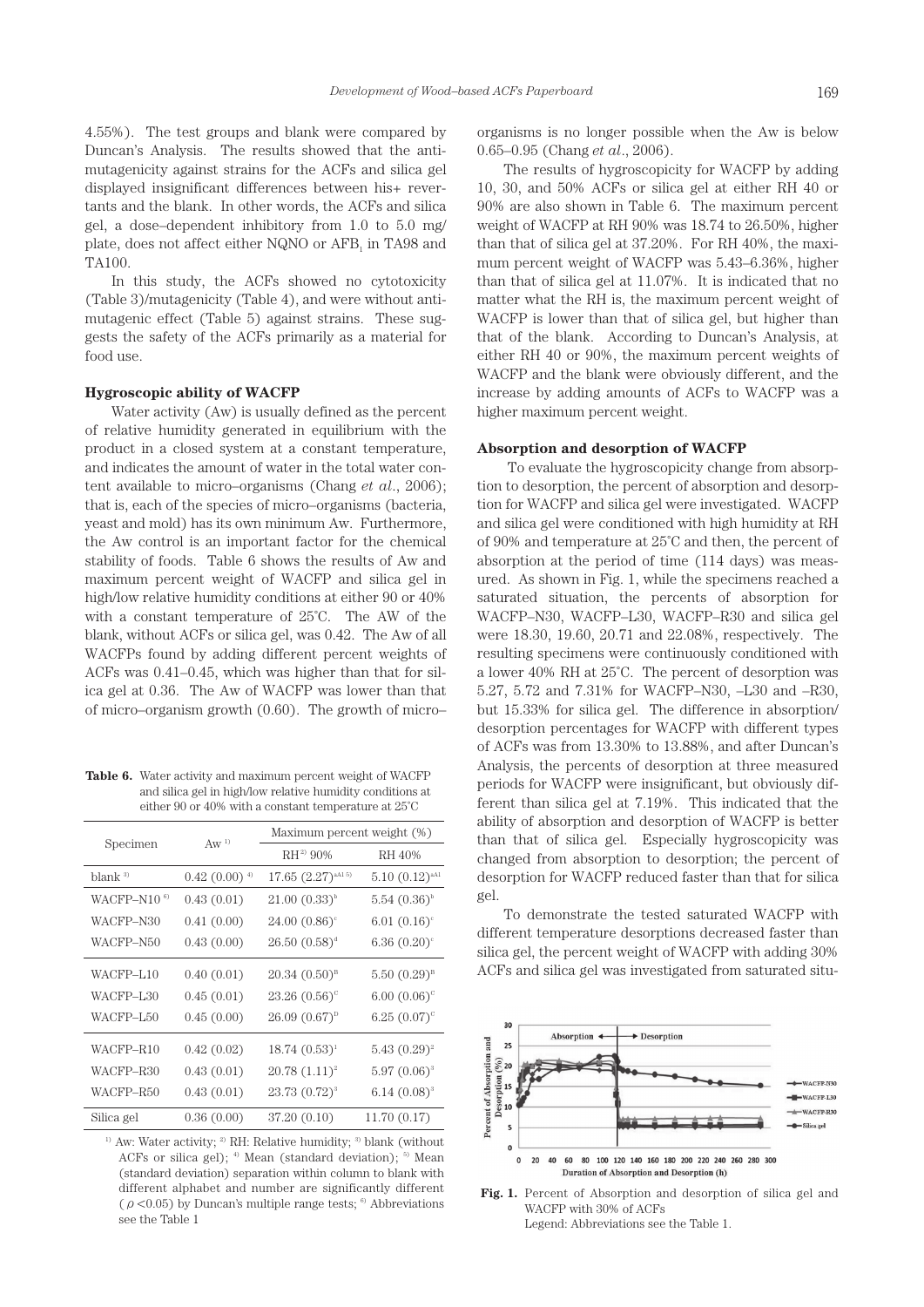4.55%). The test groups and blank were compared by Duncan's Analysis. The results showed that the antimutagenicity against strains for the ACFs and silica gel displayed insignificant differences between his+ revertants and the blank. In other words, the ACFs and silica gel, a dose–dependent inhibitory from 1.0 to 5.0 mg/plate, does not affect either NQNO or $AFB_1$ in TA98 and TA100.

In this study, the ACFs showed no cytotoxicity (Table 3)/mutagenicity (Table 4), and were without antimutagenic effect (Table 5) against strains. These suggests the safety of the ACFs primarily as a material for food use.

### Hygroscopic ability of WACFP

Water activity (Aw) is usually defined as the percent of relative humidity generated in equilibrium with the product in a closed system at a constant temperature, and indicates the amount of water in the total water content available to micro–organisms (Chang *et al.*, 2006); that is, each of the species of micro–organisms (bacteria, yeast and mold) has its own minimum Aw. Furthermore, the Aw control is an important factor for the chemical stability of foods. Table 6 shows the results of Aw and maximum percent weight of WACFP and silica gel in high/low relative humidity conditions at either 90 or 40% with a constant temperature of 25°C. The AW of the blank, without ACFs or silica gel, was 0.42. The Aw of all WACFPs found by adding different percent weights of ACFs was 0.41–0.45, which was higher than that for silica gel at 0.36. The Aw of WACFP was lower than that of micro–organism growth (0.60). The growth of micro–organisms is no longer possible when the Aw is below 0.65–0.95 (Chang *et al.*, 2006).

The results of hygroscopicity for WACFP by adding 10, 30, and 50% ACFs or silica gel at either RH 40 or 90% are also shown in Table 6. The maximum percent weight of WACFP at RH 90% was 18.74 to 26.50%, higher than that of silica gel at 37.20%. For RH 40%, the maximum percent weight of WACFP was 5.43–6.36%, higher than that of silica gel at 11.07%. It is indicated that no matter what the RH is, the maximum percent weight of WACFP is lower than that of silica gel, but higher than that of the blank. According to Duncan's Analysis, at either RH 40 or 90%, the maximum percent weights of WACFP and the blank were obviously different, and the increase by adding amounts of ACFs to WACFP was a higher maximum percent weight.

**Table 6.** Water activity and maximum percent weight of WACFP and silica gel in high/low relative humidity conditions at either 90 or 40% with a constant temperature at 25°C

| Specimen | Aw [1] | Maximum percent weight (%) | |
|---|---|---|---|
| | | RH [2] 90% | RH 40% |
| blank [3] | 0.42 (0.00) [4] | 17.65 (2.27)[aA1 5)] | 5.10 (0.12)[aA1] |
| WACFP–N10 [6] | 0.43 (0.01) | 21.00 (0.33)[b] | 5.54 (0.36)[b] |
| WACFP–N30 | 0.41 (0.00) | 24.00 (0.86)[c] | 6.01 (0.16)[c] |
| WACFP–N50 | 0.43 (0.00) | 26.50 (0.58)[d] | 6.36 (0.20)[c] |
| WACFP–L10 | 0.40 (0.01) | 20.34 (0.50)[B] | 5.50 (0.29)[B] |
| WACFP–L30 | 0.45 (0.01) | 23.26 (0.56)[C] | 6.00 (0.06)[C] |
| WACFP–L50 | 0.45 (0.00) | 26.09 (0.67)[D] | 6.25 (0.07)[C] |
| WACFP–R10 | 0.42 (0.02) | 18.74 (0.53)[1] | 5.43 (0.29)[2] |
| WACFP–R30 | 0.43 (0.01) | 20.78 (1.11)[2] | 5.97 (0.06)[3] |
| WACFP–R50 | 0.43 (0.01) | 23.73 (0.72)[3] | 6.14 (0.08)[3] |
| Silica gel | 0.36 (0.00) | 37.20 (0.10) | 11.70 (0.17) |

[1] Aw: Water activity; [2] RH: Relative humidity; [3] blank (without ACFs or silica gel); [4] Mean (standard deviation); [5] Mean (standard deviation) separation within column to blank with different alphabet and number are significantly different ($\rho < 0.05$) by Duncan's multiple range tests; [6] Abbreviations see the Table 1

### Absorption and desorption of WACFP

To evaluate the hygroscopicity change from absorption to desorption, the percent of absorption and desorption for WACFP and silica gel were investigated. WACFP and silica gel were conditioned with high humidity at RH of 90% and temperature at 25°C and then, the percent of absorption at the period of time (114 days) was measured. As shown in Fig. 1, while the specimens reached a saturated situation, the percents of absorption for WACFP–N30, WACFP–L30, WACFP–R30 and silica gel were 18.30, 19.60, 20.71 and 22.08%, respectively. The resulting specimens were continuously conditioned with a lower 40% RH at 25°C. The percent of desorption was 5.27, 5.72 and 7.31% for WACFP–N30, –L30 and –R30, but 15.33% for silica gel. The difference in absorption/desorption percentages for WACFP with different types of ACFs was from 13.30% to 13.88%, and after Duncan's Analysis, the percents of desorption at three measured periods for WACFP were insignificant, but obviously different than silica gel at 7.19%. This indicated that the ability of absorption and desorption of WACFP is better than that of silica gel. Especially hygroscopicity was changed from absorption to desorption; the percent of desorption for WACFP reduced faster than that for silica gel.

To demonstrate the tested saturated WACFP with different temperature desorptions decreased faster than silica gel, the percent weight of WACFP with adding 30% ACFs and silica gel was investigated from saturated situ-

**Fig. 1.** Percent of Absorption and desorption of silica gel and WACFP with 30% of ACFs
Legend: Abbreviations see the Table 1.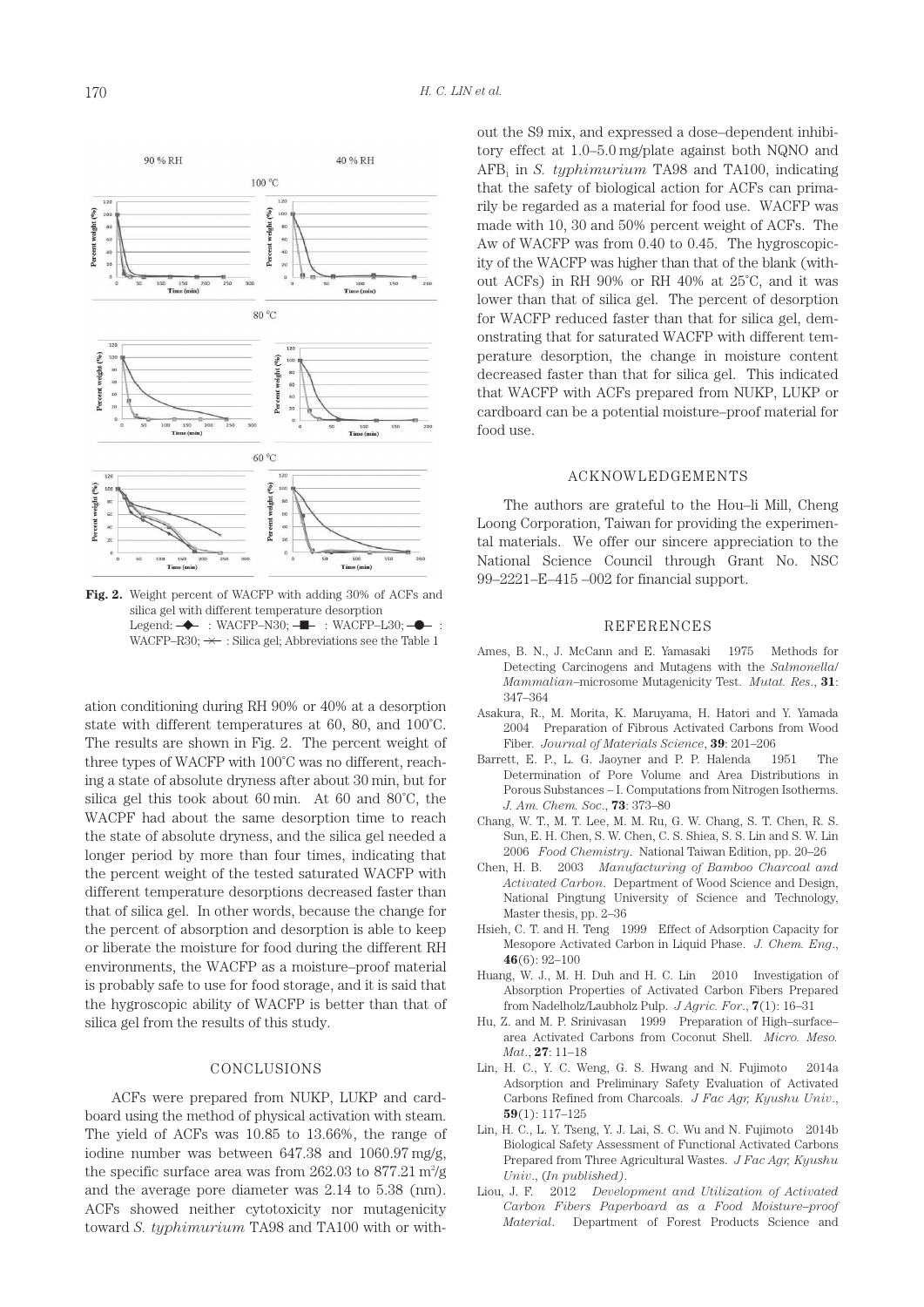**Fig. 2.** Weight percent of WACFP with adding 30% of ACFs and silica gel with different temperature desorption
Legend: ◆ : WACFP–N30; ■ : WACFP–L30; ● : WACFP–R30; ✕ : Silica gel; Abbreviations see the Table 1

ation conditioning during RH 90% or 40% at a desorption state with different temperatures at 60, 80, and 100˚C. The results are shown in Fig. 2. The percent weight of three types of WACFP with 100˚C was no different, reaching a state of absolute dryness after about 30 min, but for silica gel this took about 60 min. At 60 and 80˚C, the WACPF had about the same desorption time to reach the state of absolute dryness, and the silica gel needed a longer period by more than four times, indicating that the percent weight of the tested saturated WACFP with different temperature desorptions decreased faster than that of silica gel. In other words, because the change for the percent of absorption and desorption is able to keep or liberate the moisture for food during the different RH environments, the WACFP as a moisture–proof material is probably safe to use for food storage, and it is said that the hygroscopic ability of WACFP is better than that of silica gel from the results of this study.

## CONCLUSIONS

ACFs were prepared from NUKP, LUKP and cardboard using the method of physical activation with steam. The yield of ACFs was 10.85 to 13.66%, the range of iodine number was between 647.38 and 1060.97 mg/g, the specific surface area was from 262.03 to 877.21 $m^2/g$ and the average pore diameter was 2.14 to 5.38 (nm). ACFs showed neither cytotoxicity nor mutagenicity toward *S. typhimurium* TA98 and TA100 with or without the S9 mix, and expressed a dose–dependent inhibitory effect at 1.0–5.0 mg/plate against both NQNO and $AFB_1$ in *S. typhimurium* TA98 and TA100, indicating that the safety of biological action for ACFs can primarily be regarded as a material for food use. WACFP was made with 10, 30 and 50% percent weight of ACFs. The Aw of WACFP was from 0.40 to 0.45. The hygroscopicity of the WACFP was higher than that of the blank (without ACFs) in RH 90% or RH 40% at 25˚C, and it was lower than that of silica gel. The percent of desorption for WACFP reduced faster than that for silica gel, demonstrating that for saturated WACFP with different temperature desorption, the change in moisture content decreased faster than that for silica gel. This indicated that WACFP with ACFs prepared from NUKP, LUKP or cardboard can be a potential moisture–proof material for food use.

## ACKNOWLEDGEMENTS

The authors are grateful to the Hou–li Mill, Cheng Loong Corporation, Taiwan for providing the experimental materials. We offer our sincere appreciation to the National Science Council through Grant No. NSC 99–2221–E–415 –002 for financial support.

## REFERENCES

Ames, B. N., J. McCann and E. Yamasaki 1975 Methods for Detecting Carcinogens and Mutagens with the *Salmonella/Mammalian*–microsome Mutagenicity Test. *Mutat. Res.*, **31**: 347–364

Asakura, R., M. Morita, K. Maruyama, H. Hatori and Y. Yamada 2004 Preparation of Fibrous Activated Carbons from Wood Fiber. *Journal of Materials Science*, **39**: 201–206

Barrett, E. P., L. G. Jaoyner and P. P. Halenda 1951 The Determination of Pore Volume and Area Distributions in Porous Substances – I. Computations from Nitrogen Isotherms. *J. Am. Chem. Soc.*, **73**: 373–80

Chang, W. T., M. T. Lee, M. M. Ru, G. W. Chang, S. T. Chen, R. S. Sun, E. H. Chen, S. W. Chen, C. S. Shiea, S. S. Lin and S. W. Lin 2006 *Food Chemistry*. National Taiwan Edition, pp. 20–26

Chen, H. B. 2003 *Manufacturing of Bamboo Charcoal and Activated Carbon*. Department of Wood Science and Design, National Pingtung University of Science and Technology, Master thesis, pp. 2–36

Hsieh, C. T. and H. Teng 1999 Effect of Adsorption Capacity for Mesopore Activated Carbon in Liquid Phase. *J. Chem. Eng.*, **46**(6): 92–100

Huang, W. J., M. H. Duh and H. C. Lin 2010 Investigation of Absorption Properties of Activated Carbon Fibers Prepared from Nadelholz/Laubholz Pulp. *J Agric. For.*, **7**(1): 16–31

Hu, Z. and M. P. Srinivasan 1999 Preparation of High–surface–area Activated Carbons from Coconut Shell. *Micro. Meso. Mat.*, **27**: 11–18

Lin, H. C., Y. C. Weng, G. S. Hwang and N. Fujimoto 2014a Adsorption and Preliminary Safety Evaluation of Activated Carbons Refined from Charcoals. *J Fac Agr, Kyushu Univ.*, **59**(1): 117–125

Lin, H. C., L. Y. Tseng, Y. J. Lai, S. C. Wu and N. Fujimoto 2014b Biological Safety Assessment of Functional Activated Carbons Prepared from Three Agricultural Wastes. *J Fac Agr, Kyushu Univ.*, (*In published*).

Liou, J. F. 2012 *Development and Utilization of Activated Carbon Fibers Paperboard as a Food Moisture–proof Material*. Department of Forest Products Science and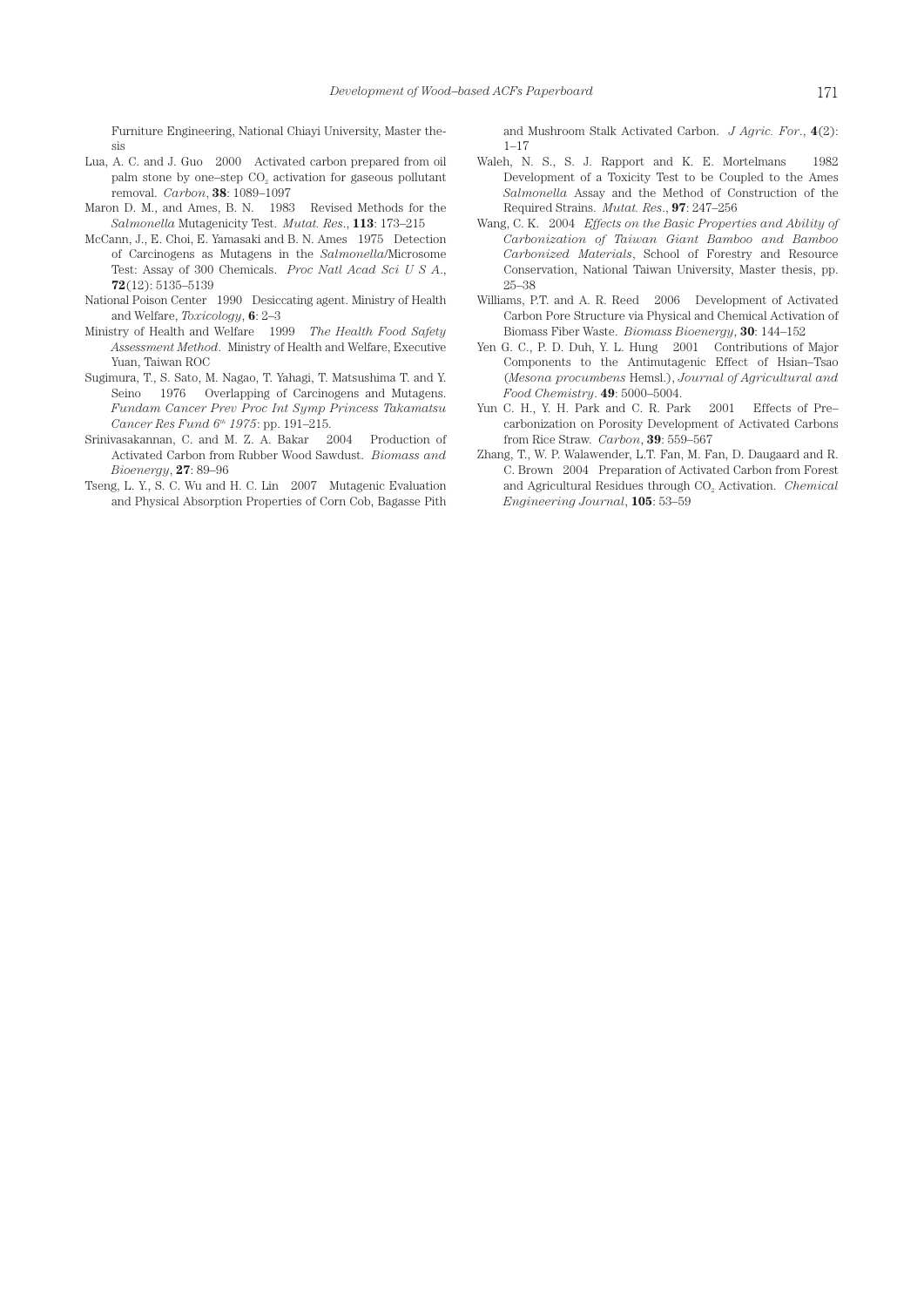Furniture Engineering, National Chiayi University, Master thesis

Lua, A. C. and J. Guo 2000 Activated carbon prepared from oil palm stone by one–step $CO_2$ activation for gaseous pollutant removal. *Carbon*, **38**: 1089–1097

Maron D. M., and Ames, B. N. 1983 Revised Methods for the *Salmonella* Mutagenicity Test. *Mutat. Res*., **113**: 173–215

McCann, J., E. Choi, E. Yamasaki and B. N. Ames 1975 Detection of Carcinogens as Mutagens in the *Salmonella*/Microsome Test: Assay of 300 Chemicals. *Proc Natl Acad Sci U S A*., **72**(12): 5135–5139

National Poison Center 1990 Desiccating agent. Ministry of Health and Welfare, *Toxicology*, **6**: 2–3

Ministry of Health and Welfare 1999 *The Health Food Safety Assessment Method*. Ministry of Health and Welfare, Executive Yuan, Taiwan ROC

Sugimura, T., S. Sato, M. Nagao, T. Yahagi, T. Matsushima T. and Y. Seino 1976 Overlapping of Carcinogens and Mutagens. *Fundam Cancer Prev Proc Int Symp Princess Takamatsu Cancer Res Fund 6th 1975*: pp. 191–215.

Srinivasakannan, C. and M. Z. A. Bakar 2004 Production of Activated Carbon from Rubber Wood Sawdust. *Biomass and Bioenergy*, **27**: 89–96

Tseng, L. Y., S. C. Wu and H. C. Lin 2007 Mutagenic Evaluation and Physical Absorption Properties of Corn Cob, Bagasse Pith and Mushroom Stalk Activated Carbon. *J Agric. For*., **4**(2): 1–17

Waleh, N. S., S. J. Rapport and K. E. Mortelmans 1982 Development of a Toxicity Test to be Coupled to the Ames *Salmonella* Assay and the Method of Construction of the Required Strains. *Mutat. Res*., **97**: 247–256

Wang, C. K. 2004 *Effects on the Basic Properties and Ability of Carbonization of Taiwan Giant Bamboo and Bamboo Carbonized Materials*, School of Forestry and Resource Conservation, National Taiwan University, Master thesis, pp. 25–38

Williams, P.T. and A. R. Reed 2006 Development of Activated Carbon Pore Structure via Physical and Chemical Activation of Biomass Fiber Waste. *Biomass Bioenergy*, **30**: 144–152

Yen G. C., P. D. Duh, Y. L. Hung 2001 Contributions of Major Components to the Antimutagenic Effect of Hsian–Tsao (*Mesona procumbens* Hemsl.), *Journal of Agricultural and Food Chemistry*. **49**: 5000–5004.

Yun C. H., Y. H. Park and C. R. Park 2001 Effects of Pre–carbonization on Porosity Development of Activated Carbons from Rice Straw. *Carbon*, **39**: 559–567

Zhang, T., W. P. Walawender, L.T. Fan, M. Fan, D. Daugaard and R. C. Brown 2004 Preparation of Activated Carbon from Forest and Agricultural Residues through $CO_2$ Activation. *Chemical Engineering Journal*, **105**: 53–59